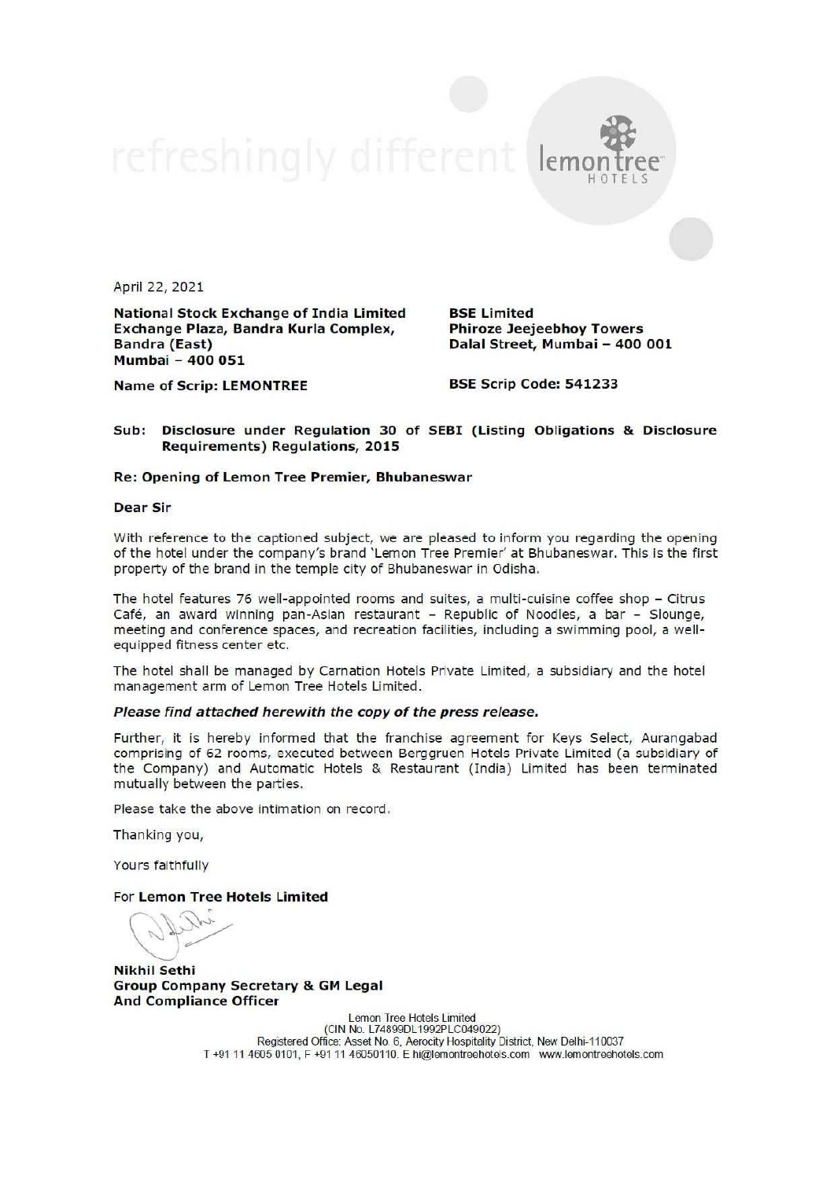refreshingly different

April 22, 2021

**National Stock Exchange of India Limited**
**Exchange Plaza, Bandra Kurla Complex,**
**Bandra (East)**
**Mumbai – 400 051**

**Name of Scrip: LEMONTREE**

**BSE Limited**
**Phiroze Jeejeebhoy Towers**
**Dalal Street, Mumbai – 400 001**

**BSE Scrip Code: 541233**

**Sub: Disclosure under Regulation 30 of SEBI (Listing Obligations & Disclosure Requirements) Regulations, 2015**

**Re: Opening of Lemon Tree Premier, Bhubaneswar**

**Dear Sir**

With reference to the captioned subject, we are pleased to inform you regarding the opening of the hotel under the company's brand 'Lemon Tree Premier' at Bhubaneswar. This is the first property of the brand in the temple city of Bhubaneswar in Odisha.

The hotel features 76 well-appointed rooms and suites, a multi-cuisine coffee shop – Citrus Café, an award winning pan-Asian restaurant – Republic of Noodles, a bar – Slounge, meeting and conference spaces, and recreation facilities, including a swimming pool, a well-equipped fitness center etc.

The hotel shall be managed by Carnation Hotels Private Limited, a subsidiary and the hotel management arm of Lemon Tree Hotels Limited.

***Please find attached herewith the copy of the press release.***

Further, it is hereby informed that the franchise agreement for Keys Select, Aurangabad comprising of 62 rooms, executed between Berggruen Hotels Private Limited (a subsidiary of the Company) and Automatic Hotels & Restaurant (India) Limited has been terminated mutually between the parties.

Please take the above intimation on record.

Thanking you,

Yours faithfully

For **Lemon Tree Hotels Limited**

**Nikhil Sethi**
**Group Company Secretary & GM Legal**
**And Compliance Officer**

Lemon Tree Hotels Limited
(CIN No. L74899DL1992PLC049022)
Registered Office: Asset No. 6, Aerocity Hospitality District, New Delhi-110037
T +91 11 4605 0101, F +91 11 46050110. E hi@lemontreehotels.com www.lemontreehotels.com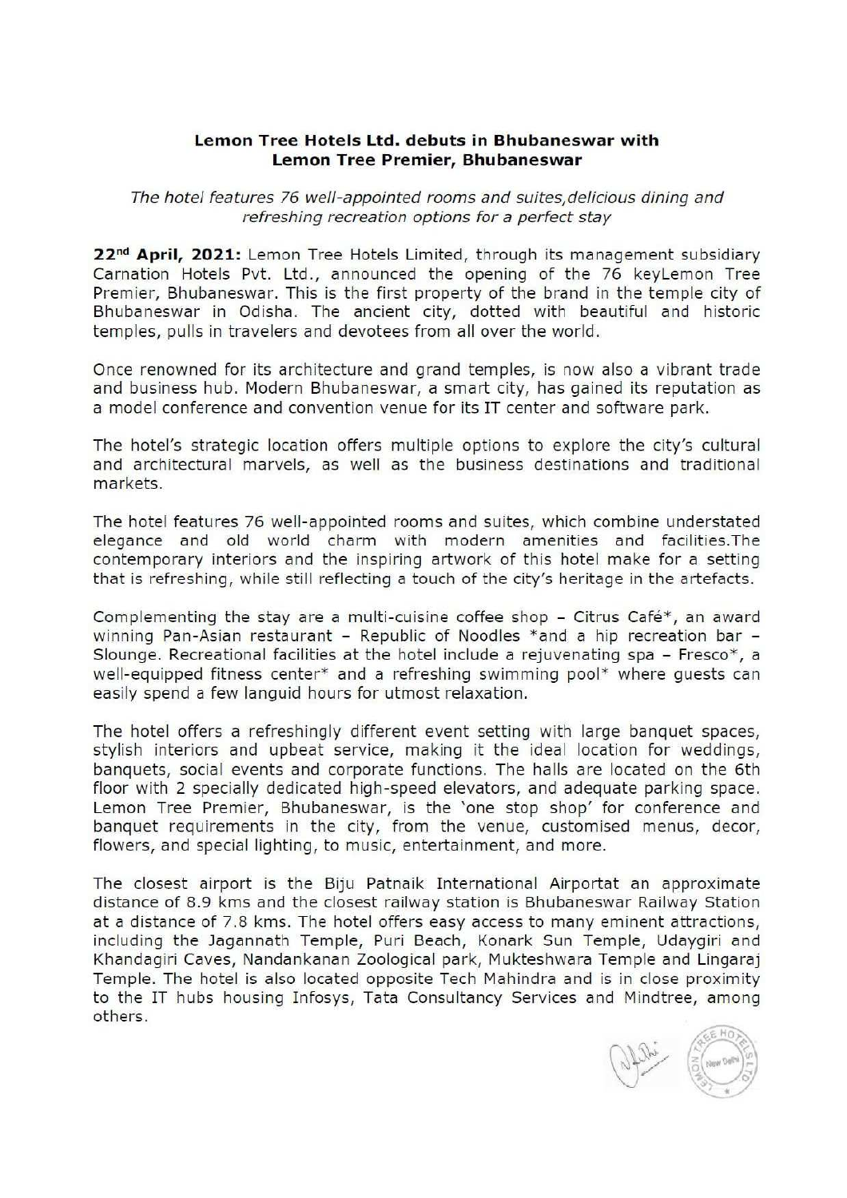**Lemon Tree Hotels Ltd. debuts in Bhubaneswar with Lemon Tree Premier, Bhubaneswar**

*The hotel features 76 well-appointed rooms and suites,delicious dining and refreshing recreation options for a perfect stay*

**22nd April, 2021:** Lemon Tree Hotels Limited, through its management subsidiary Carnation Hotels Pvt. Ltd., announced the opening of the 76 keyLemon Tree Premier, Bhubaneswar. This is the first property of the brand in the temple city of Bhubaneswar in Odisha. The ancient city, dotted with beautiful and historic temples, pulls in travelers and devotees from all over the world.

Once renowned for its architecture and grand temples, is now also a vibrant trade and business hub. Modern Bhubaneswar, a smart city, has gained its reputation as a model conference and convention venue for its IT center and software park.

The hotel's strategic location offers multiple options to explore the city's cultural and architectural marvels, as well as the business destinations and traditional markets.

The hotel features 76 well-appointed rooms and suites, which combine understated elegance and old world charm with modern amenities and facilities.The contemporary interiors and the inspiring artwork of this hotel make for a setting that is refreshing, while still reflecting a touch of the city's heritage in the artefacts.

Complementing the stay are a multi-cuisine coffee shop – Citrus Café*, an award winning Pan-Asian restaurant – Republic of Noodles *and a hip recreation bar – Slounge. Recreational facilities at the hotel include a rejuvenating spa – Fresco*, a well-equipped fitness center* and a refreshing swimming pool* where guests can easily spend a few languid hours for utmost relaxation.

The hotel offers a refreshingly different event setting with large banquet spaces, stylish interiors and upbeat service, making it the ideal location for weddings, banquets, social events and corporate functions. The halls are located on the 6th floor with 2 specially dedicated high-speed elevators, and adequate parking space. Lemon Tree Premier, Bhubaneswar, is the 'one stop shop' for conference and banquet requirements in the city, from the venue, customised menus, decor, flowers, and special lighting, to music, entertainment, and more.

The closest airport is the Biju Patnaik International Airportat an approximate distance of 8.9 kms and the closest railway station is Bhubaneswar Railway Station at a distance of 7.8 kms. The hotel offers easy access to many eminent attractions, including the Jagannath Temple, Puri Beach, Konark Sun Temple, Udaygiri and Khandagiri Caves, Nandankanan Zoological park, Mukteshwara Temple and Lingaraj Temple. The hotel is also located opposite Tech Mahindra and is in close proximity to the IT hubs housing Infosys, Tata Consultancy Services and Mindtree, among others.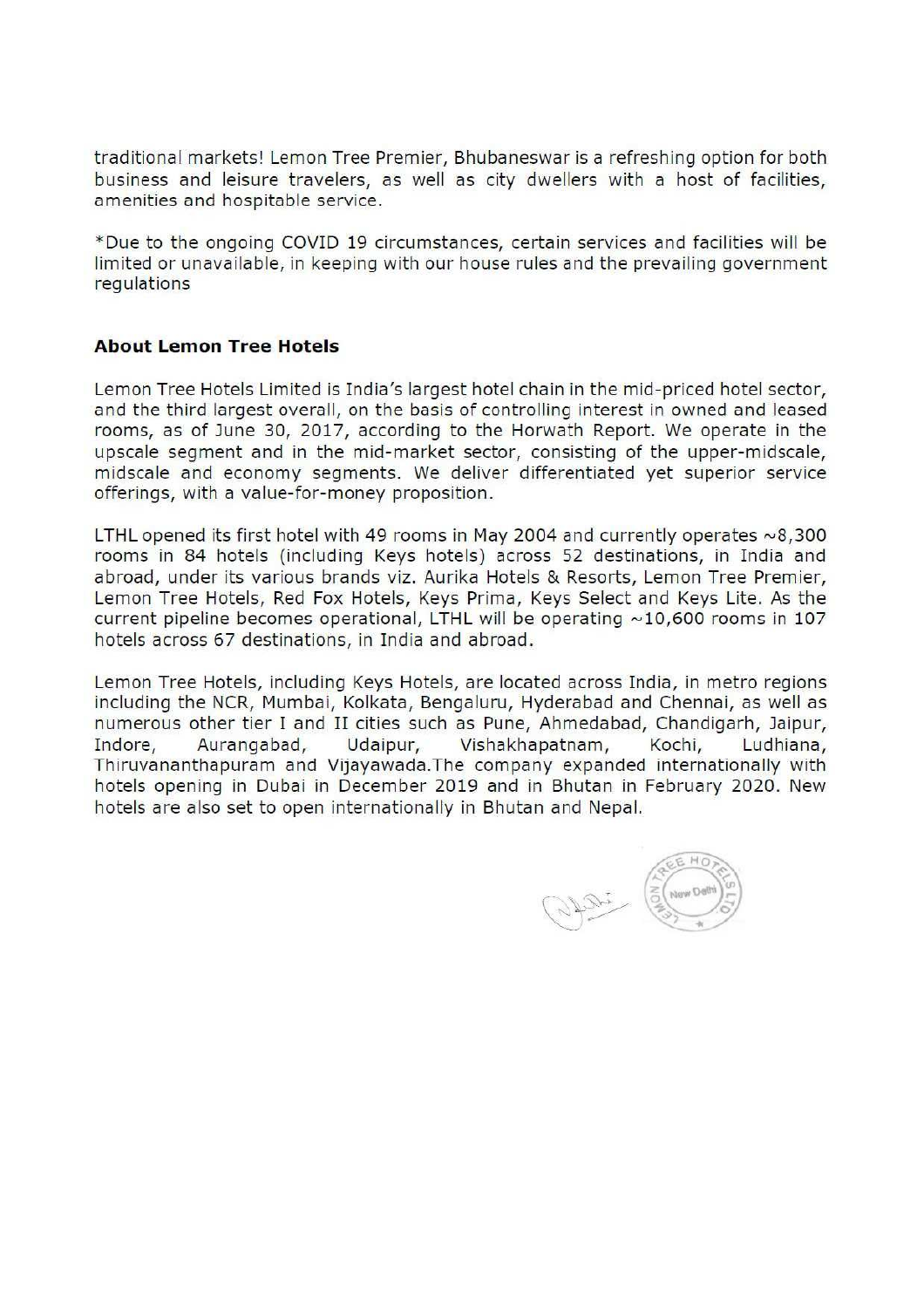traditional markets! Lemon Tree Premier, Bhubaneswar is a refreshing option for both business and leisure travelers, as well as city dwellers with a host of facilities, amenities and hospitable service.

*Due to the ongoing COVID 19 circumstances, certain services and facilities will be limited or unavailable, in keeping with our house rules and the prevailing government regulations

### About Lemon Tree Hotels

Lemon Tree Hotels Limited is India's largest hotel chain in the mid-priced hotel sector, and the third largest overall, on the basis of controlling interest in owned and leased rooms, as of June 30, 2017, according to the Horwath Report. We operate in the upscale segment and in the mid-market sector, consisting of the upper-midscale, midscale and economy segments. We deliver differentiated yet superior service offerings, with a value-for-money proposition.

LTHL opened its first hotel with 49 rooms in May 2004 and currently operates ~8,300 rooms in 84 hotels (including Keys hotels) across 52 destinations, in India and abroad, under its various brands viz. Aurika Hotels & Resorts, Lemon Tree Premier, Lemon Tree Hotels, Red Fox Hotels, Keys Prima, Keys Select and Keys Lite. As the current pipeline becomes operational, LTHL will be operating ~10,600 rooms in 107 hotels across 67 destinations, in India and abroad.

Lemon Tree Hotels, including Keys Hotels, are located across India, in metro regions including the NCR, Mumbai, Kolkata, Bengaluru, Hyderabad and Chennai, as well as numerous other tier I and II cities such as Pune, Ahmedabad, Chandigarh, Jaipur, Indore, Aurangabad, Udaipur, Vishakhapatnam, Kochi, Ludhiana, Thiruvananthapuram and Vijayawada.The company expanded internationally with hotels opening in Dubai in December 2019 and in Bhutan in February 2020. New hotels are also set to open internationally in Bhutan and Nepal.